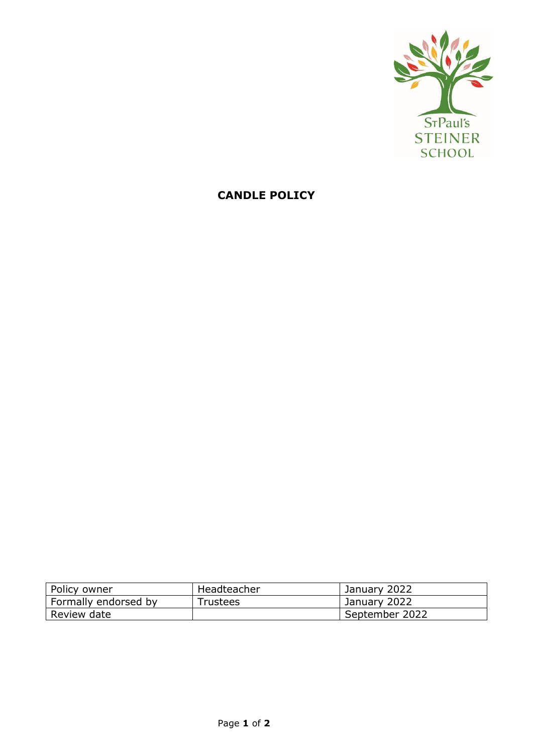St Paul's STEINER SCHOOL

# CANDLE POLICY

| Policy owner | Headteacher | January 2022 |
|---|---|---|
| Formally endorsed by | Trustees | January 2022 |
| Review date | | September 2022 |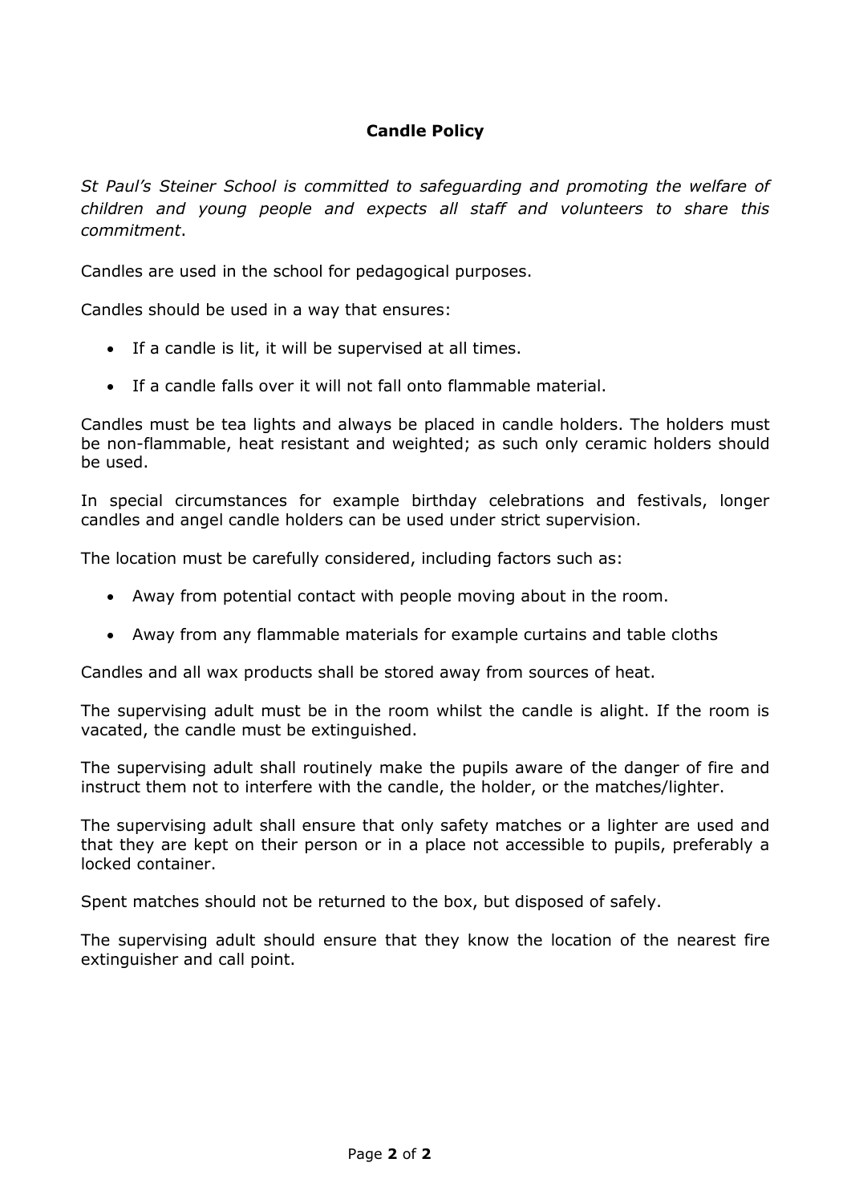# Candle Policy

*St Paul's Steiner School is committed to safeguarding and promoting the welfare of children and young people and expects all staff and volunteers to share this commitment*.

Candles are used in the school for pedagogical purposes.

Candles should be used in a way that ensures:

- If a candle is lit, it will be supervised at all times.
- If a candle falls over it will not fall onto flammable material.

Candles must be tea lights and always be placed in candle holders. The holders must be non-flammable, heat resistant and weighted; as such only ceramic holders should be used.

In special circumstances for example birthday celebrations and festivals, longer candles and angel candle holders can be used under strict supervision.

The location must be carefully considered, including factors such as:

- Away from potential contact with people moving about in the room.
- Away from any flammable materials for example curtains and table cloths

Candles and all wax products shall be stored away from sources of heat.

The supervising adult must be in the room whilst the candle is alight. If the room is vacated, the candle must be extinguished.

The supervising adult shall routinely make the pupils aware of the danger of fire and instruct them not to interfere with the candle, the holder, or the matches/lighter.

The supervising adult shall ensure that only safety matches or a lighter are used and that they are kept on their person or in a place not accessible to pupils, preferably a locked container.

Spent matches should not be returned to the box, but disposed of safely.

The supervising adult should ensure that they know the location of the nearest fire extinguisher and call point.